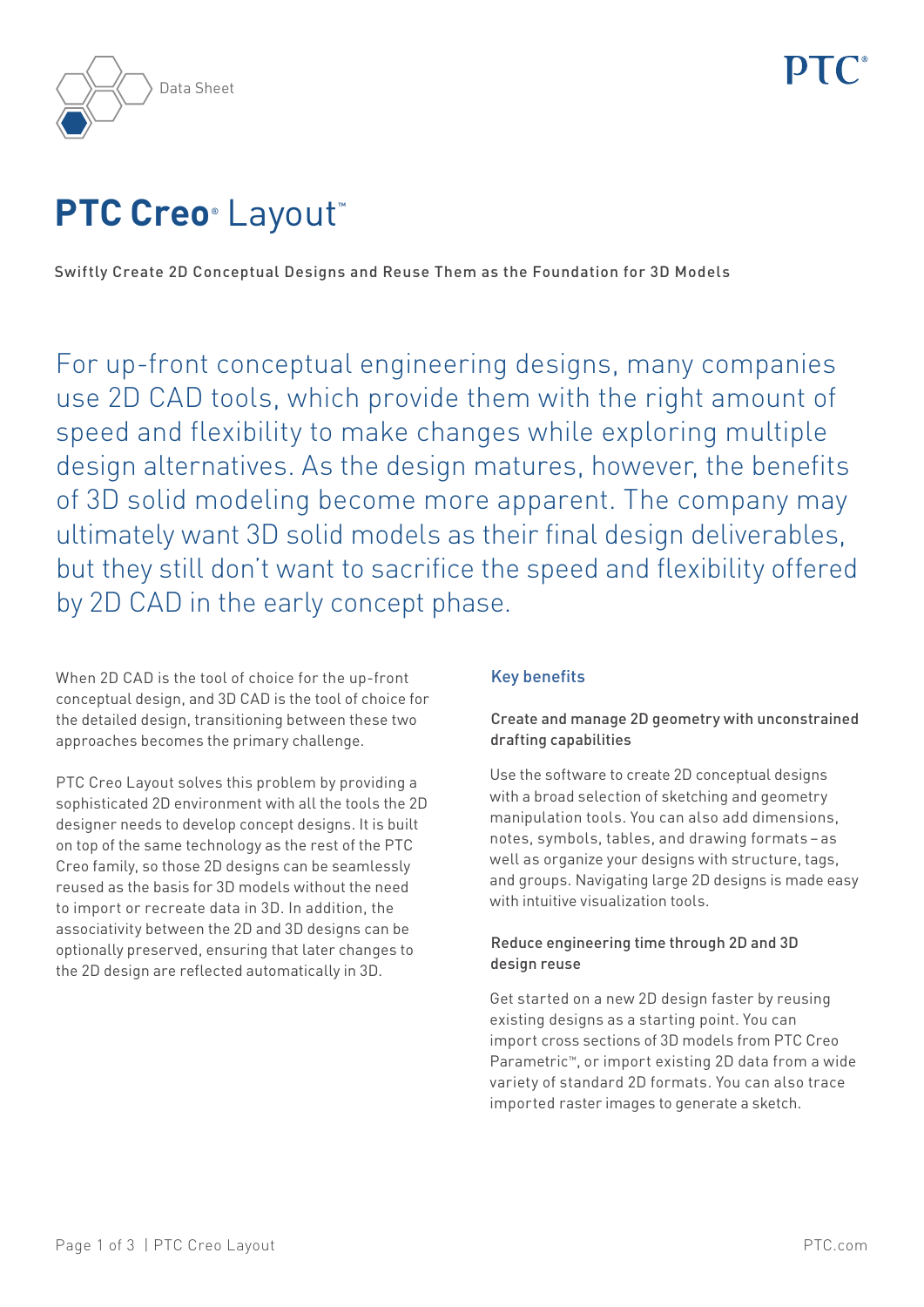Data Sheet

# PTC Creo® Layout™

Swiftly Create 2D Conceptual Designs and Reuse Them as the Foundation for 3D Models

For up-front conceptual engineering designs, many companies use 2D CAD tools, which provide them with the right amount of speed and flexibility to make changes while exploring multiple design alternatives. As the design matures, however, the benefits of 3D solid modeling become more apparent. The company may ultimately want 3D solid models as their final design deliverables, but they still don't want to sacrifice the speed and flexibility offered by 2D CAD in the early concept phase.

When 2D CAD is the tool of choice for the up-front conceptual design, and 3D CAD is the tool of choice for the detailed design, transitioning between these two approaches becomes the primary challenge.

PTC Creo Layout solves this problem by providing a sophisticated 2D environment with all the tools the 2D designer needs to develop concept designs. It is built on top of the same technology as the rest of the PTC Creo family, so those 2D designs can be seamlessly reused as the basis for 3D models without the need to import or recreate data in 3D. In addition, the associativity between the 2D and 3D designs can be optionally preserved, ensuring that later changes to the 2D design are reflected automatically in 3D.

## Key benefits

### Create and manage 2D geometry with unconstrained drafting capabilities

Use the software to create 2D conceptual designs with a broad selection of sketching and geometry manipulation tools. You can also add dimensions, notes, symbols, tables, and drawing formats – as well as organize your designs with structure, tags, and groups. Navigating large 2D designs is made easy with intuitive visualization tools.

### Reduce engineering time through 2D and 3D design reuse

Get started on a new 2D design faster by reusing existing designs as a starting point. You can import cross sections of 3D models from PTC Creo Parametric™, or import existing 2D data from a wide variety of standard 2D formats. You can also trace imported raster images to generate a sketch.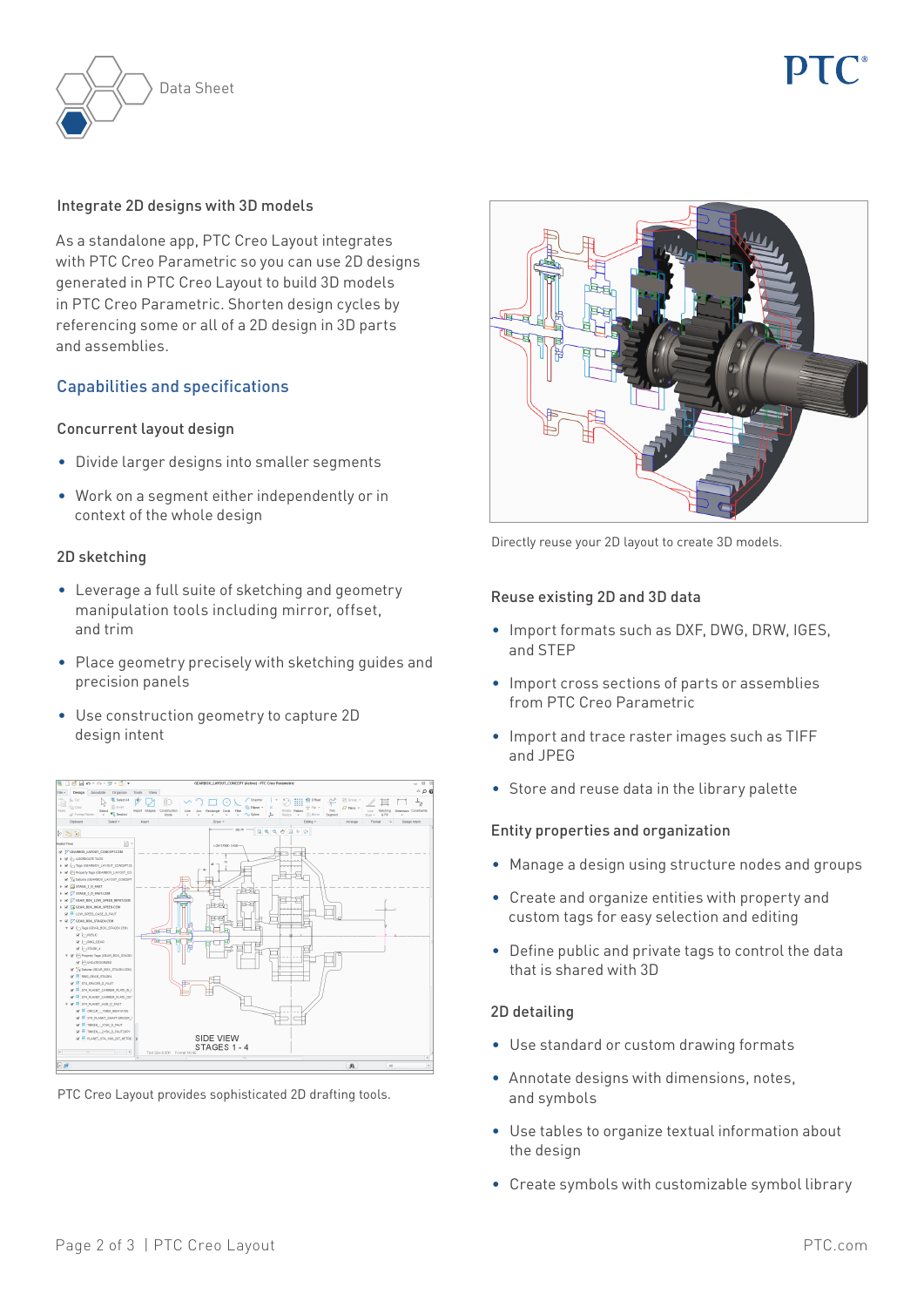## Integrate 2D designs with 3D models

As a standalone app, PTC Creo Layout integrates with PTC Creo Parametric so you can use 2D designs generated in PTC Creo Layout to build 3D models in PTC Creo Parametric. Shorten design cycles by referencing some or all of a 2D design in 3D parts and assemblies.

## Capabilities and specifications

### Concurrent layout design

- Divide larger designs into smaller segments
- Work on a segment either independently or in context of the whole design

### 2D sketching

- Leverage a full suite of sketching and geometry manipulation tools including mirror, offset, and trim
- Place geometry precisely with sketching guides and precision panels
- Use construction geometry to capture 2D design intent

PTC Creo Layout provides sophisticated 2D drafting tools.

Directly reuse your 2D layout to create 3D models.

### Reuse existing 2D and 3D data

- Import formats such as DXF, DWG, DRW, IGES, and STEP
- Import cross sections of parts or assemblies from PTC Creo Parametric
- Import and trace raster images such as TIFF and JPEG
- Store and reuse data in the library palette

### Entity properties and organization

- Manage a design using structure nodes and groups
- Create and organize entities with property and custom tags for easy selection and editing
- Define public and private tags to control the data that is shared with 3D

### 2D detailing

- Use standard or custom drawing formats
- Annotate designs with dimensions, notes, and symbols
- Use tables to organize textual information about the design
- Create symbols with customizable symbol library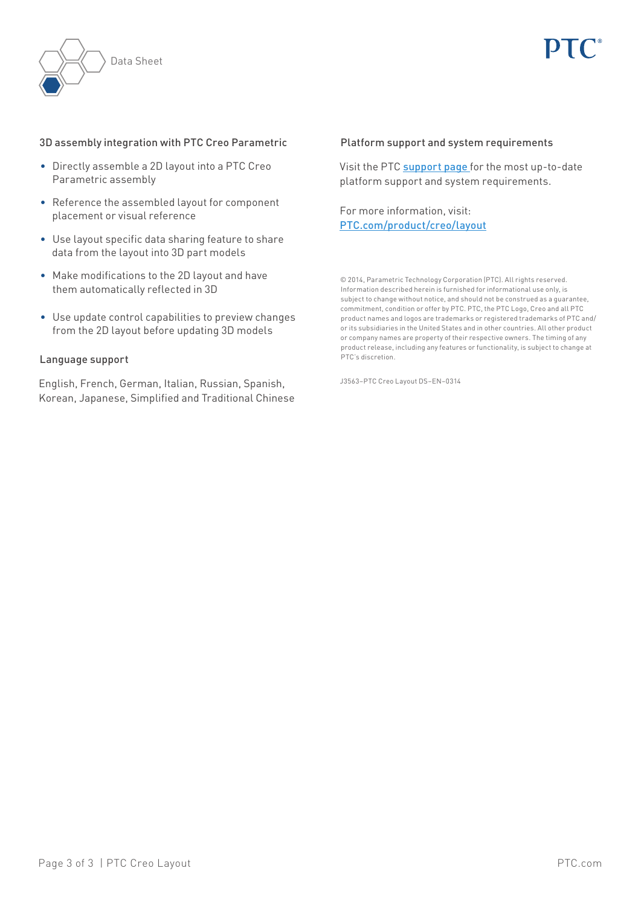### 3D assembly integration with PTC Creo Parametric

- Directly assemble a 2D layout into a PTC Creo Parametric assembly
- Reference the assembled layout for component placement or visual reference
- Use layout specific data sharing feature to share data from the layout into 3D part models
- Make modifications to the 2D layout and have them automatically reflected in 3D
- Use update control capabilities to preview changes from the 2D layout before updating 3D models

### Language support

English, French, German, Italian, Russian, Spanish, Korean, Japanese, Simplified and Traditional Chinese

### Platform support and system requirements

Visit the PTC support page for the most up-to-date platform support and system requirements.

For more information, visit:
PTC.com/product/creo/layout

© 2014, Parametric Technology Corporation (PTC). All rights reserved. Information described herein is furnished for informational use only, is subject to change without notice, and should not be construed as a guarantee, commitment, condition or offer by PTC. PTC, the PTC Logo, Creo and all PTC product names and logos are trademarks or registered trademarks of PTC and/or its subsidiaries in the United States and in other countries. All other product or company names are property of their respective owners. The timing of any product release, including any features or functionality, is subject to change at PTC's discretion.

J3563–PTC Creo Layout DS–EN–0314